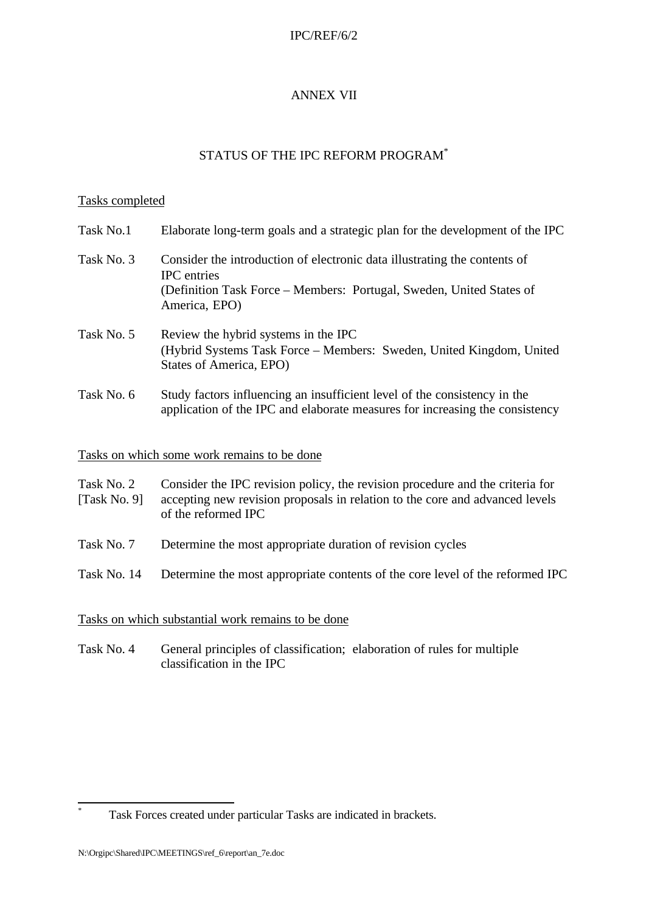# ANNEX VII

## STATUS OF THE IPC REFORM PROGRAM*

Tasks completed

Task No.1 Elaborate long-term goals and a strategic plan for the development of the IPC

Task No. 3 Consider the introduction of electronic data illustrating the contents of IPC entries
(Definition Task Force – Members: Portugal, Sweden, United States of America, EPO)

Task No. 5 Review the hybrid systems in the IPC
(Hybrid Systems Task Force – Members: Sweden, United Kingdom, United States of America, EPO)

Task No. 6 Study factors influencing an insufficient level of the consistency in the application of the IPC and elaborate measures for increasing the consistency

Tasks on which some work remains to be done

Task No. 2 [Task No. 9] Consider the IPC revision policy, the revision procedure and the criteria for accepting new revision proposals in relation to the core and advanced levels of the reformed IPC

Task No. 7 Determine the most appropriate duration of revision cycles

Task No. 14 Determine the most appropriate contents of the core level of the reformed IPC

Tasks on which substantial work remains to be done

Task No. 4 General principles of classification; elaboration of rules for multiple classification in the IPC

---

* Task Forces created under particular Tasks are indicated in brackets.

N:\Orgipc\Shared\IPC\MEETINGS\ref_6\report\an_7e.doc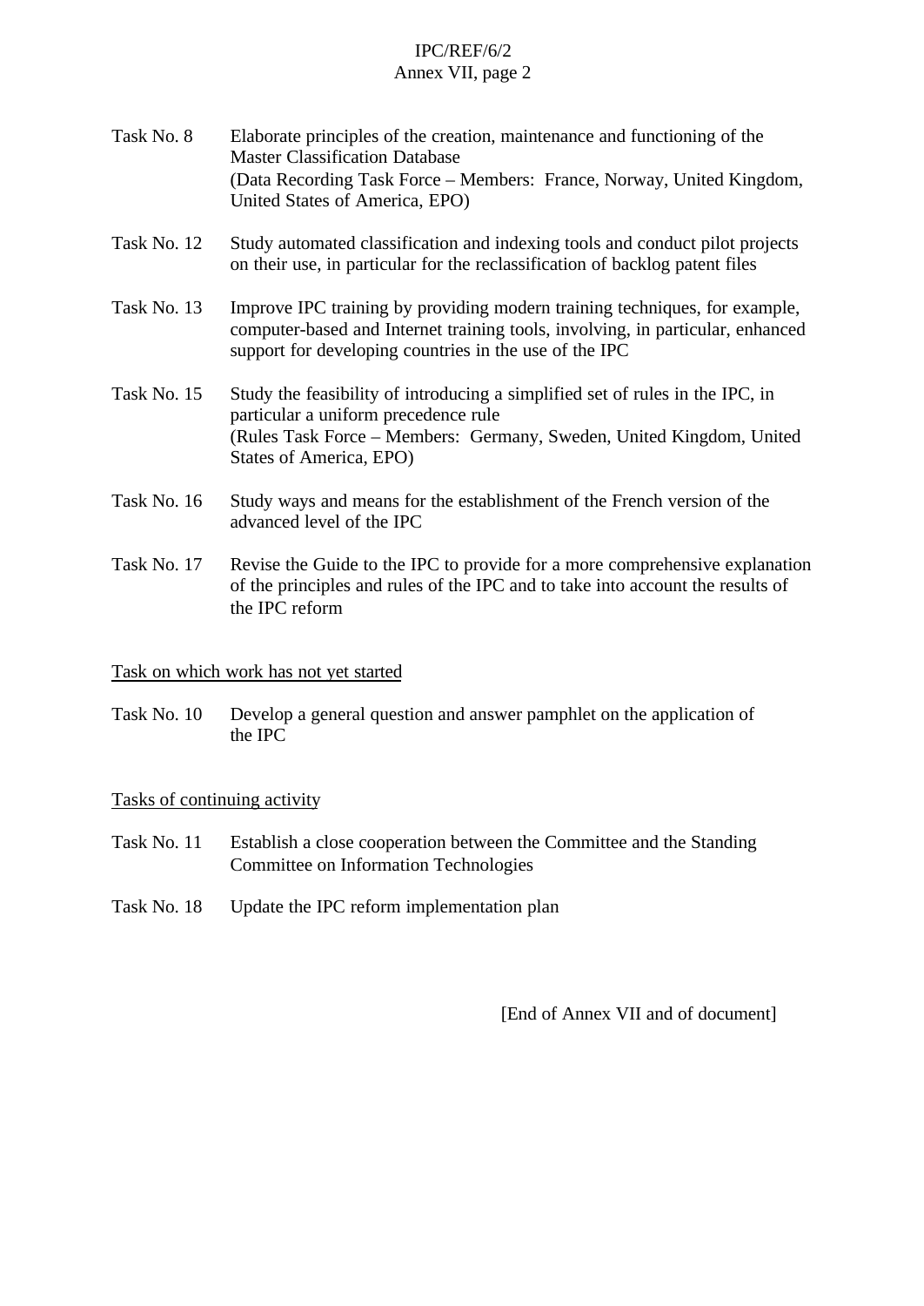Task No. 8 Elaborate principles of the creation, maintenance and functioning of the Master Classification Database
(Data Recording Task Force – Members: France, Norway, United Kingdom, United States of America, EPO)

Task No. 12 Study automated classification and indexing tools and conduct pilot projects on their use, in particular for the reclassification of backlog patent files

Task No. 13 Improve IPC training by providing modern training techniques, for example, computer-based and Internet training tools, involving, in particular, enhanced support for developing countries in the use of the IPC

Task No. 15 Study the feasibility of introducing a simplified set of rules in the IPC, in particular a uniform precedence rule
(Rules Task Force – Members: Germany, Sweden, United Kingdom, United States of America, EPO)

Task No. 16 Study ways and means for the establishment of the French version of the advanced level of the IPC

Task No. 17 Revise the Guide to the IPC to provide for a more comprehensive explanation of the principles and rules of the IPC and to take into account the results of the IPC reform

<u>Task on which work has not yet started</u>

Task No. 10 Develop a general question and answer pamphlet on the application of the IPC

<u>Tasks of continuing activity</u>

Task No. 11 Establish a close cooperation between the Committee and the Standing Committee on Information Technologies

Task No. 18 Update the IPC reform implementation plan

[End of Annex VII and of document]